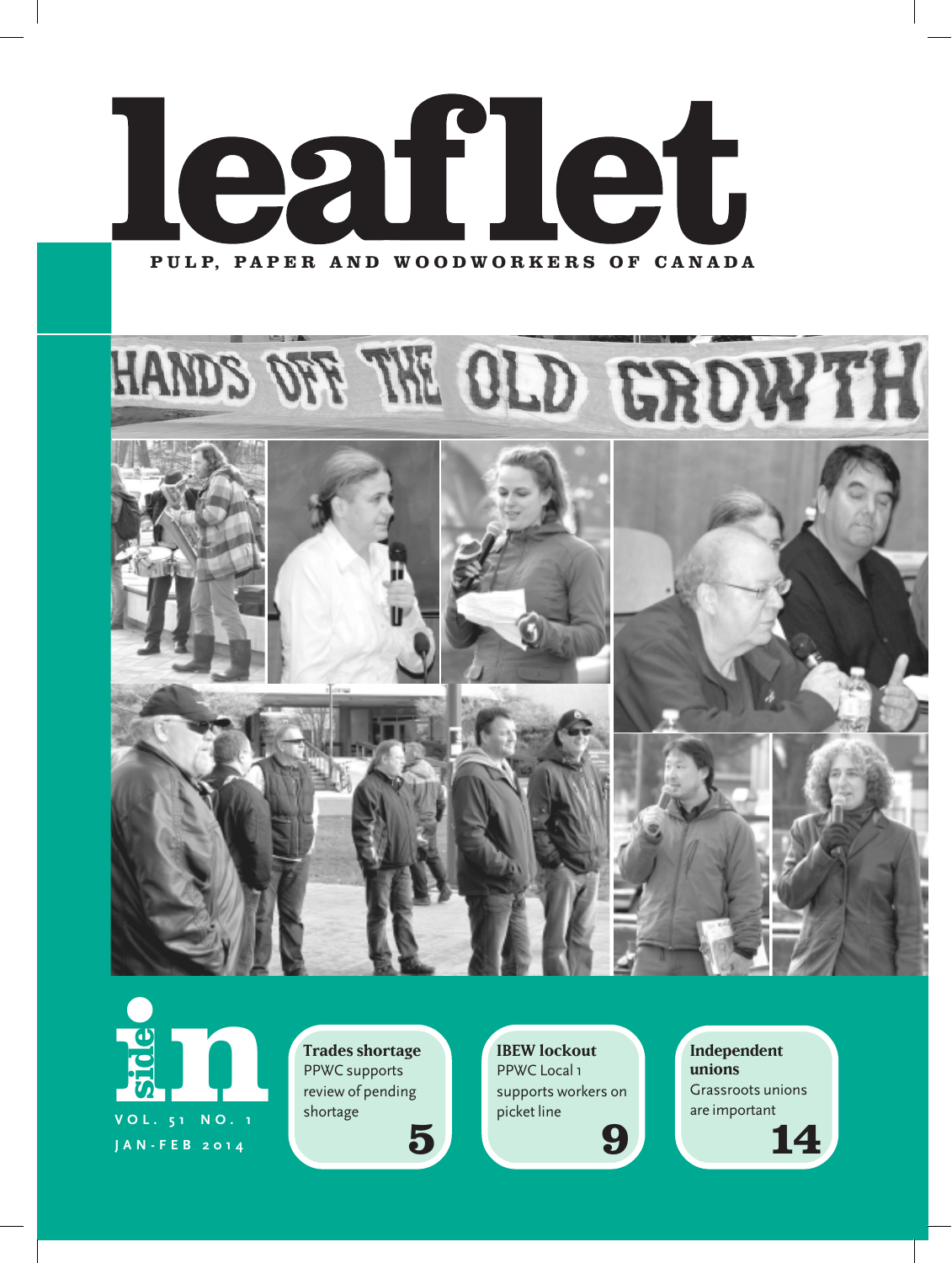# leaflet

**PULP, PAPER AND WOODWORKERS OF CANADA**

HANDS OFF THE OLD GROWTH

## inside

VOL. 51 NO. 1
JAN-FEB 2014

**Trades shortage**
PPWC supports review of pending shortage
**5**

**IBEW lockout**
PPWC Local 1 supports workers on picket line
**9**

**Independent unions**
Grassroots unions are important
**14**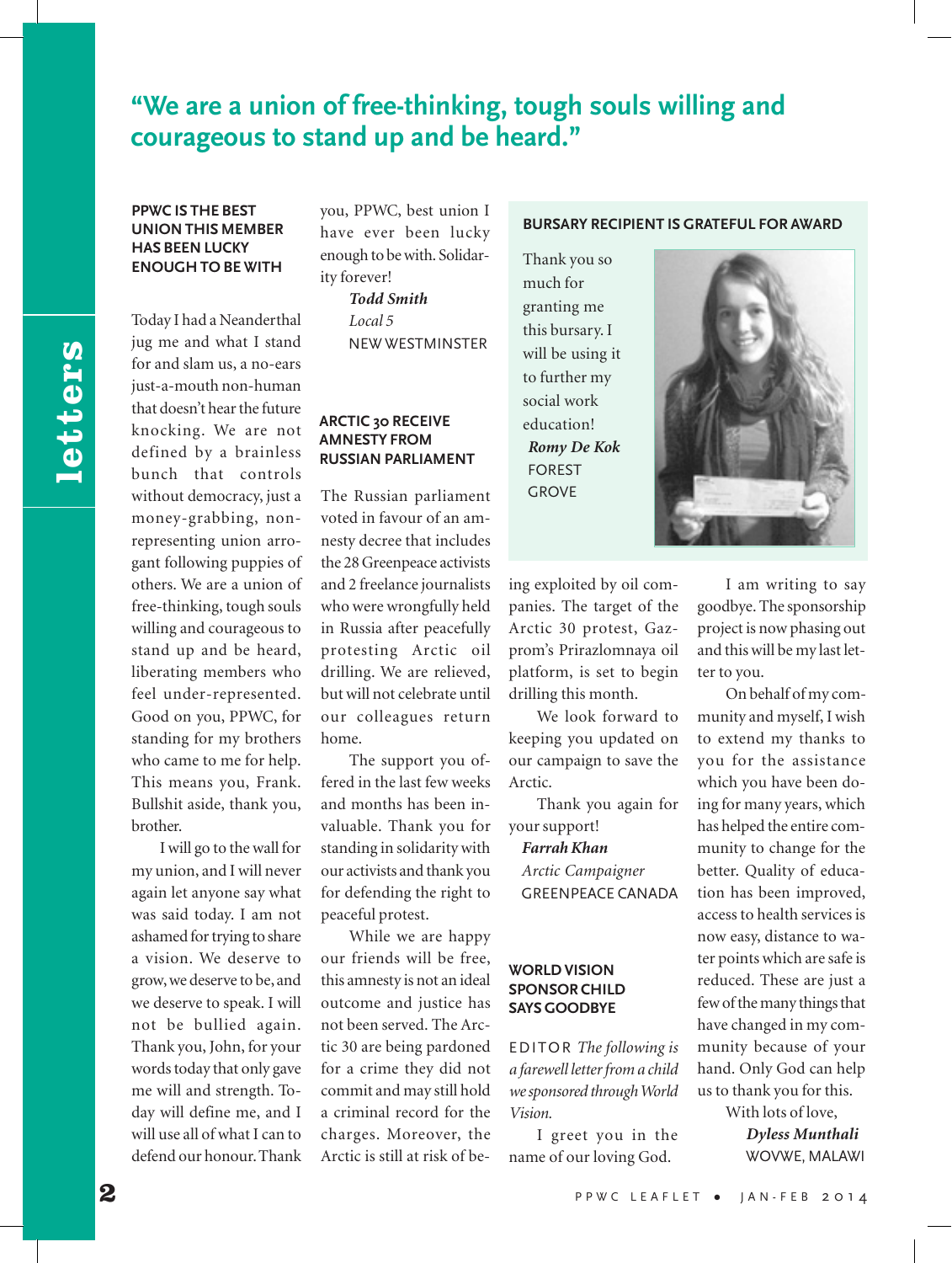# "We are a union of free-thinking, tough souls willing and courageous to stand up and be heard."

letters

### PPWC IS THE BEST UNION THIS MEMBER HAS BEEN LUCKY ENOUGH TO BE WITH

Today I had a Neanderthal jug me and what I stand for and slam us, a no-ears just-a-mouth non-human that doesn't hear the future knocking. We are not defined by a brainless bunch that controls without democracy, just a money-grabbing, non-representing union arrogant following puppies of others. We are a union of free-thinking, tough souls willing and courageous to stand up and be heard, liberating members who feel under-represented. Good on you, PPWC, for standing for my brothers who came to me for help. This means you, Frank. Bullshit aside, thank you, brother.

I will go to the wall for my union, and I will never again let anyone say what was said today. I am not ashamed for trying to share a vision. We deserve to grow, we deserve to be, and we deserve to speak. I will not be bullied again. Thank you, John, for your words today that only gave me will and strength. Today will define me, and I will use all of what I can to defend our honour. Thank you, PPWC, best union I have ever been lucky enough to be with. Solidarity forever!

***Todd Smith***
*Local 5*
NEW WESTMINSTER

### ARCTIC 30 RECEIVE AMNESTY FROM RUSSIAN PARLIAMENT

The Russian parliament voted in favour of an amnesty decree that includes the 28 Greenpeace activists and 2 freelance journalists who were wrongfully held in Russia after peacefully protesting Arctic oil drilling. We are relieved, but will not celebrate until our colleagues return home.

The support you offered in the last few weeks and months has been invaluable. Thank you for standing in solidarity with our activists and thank you for defending the right to peaceful protest.

While we are happy our friends will be free, this amnesty is not an ideal outcome and justice has not been served. The Arctic 30 are being pardoned for a crime they did not commit and may still hold a criminal record for the charges. Moreover, the Arctic is still at risk of being exploited by oil companies. The target of the Arctic 30 protest, Gazprom's Prirazlomnaya oil platform, is set to begin drilling this month.

We look forward to keeping you updated on our campaign to save the Arctic.

Thank you again for your support!

***Farrah Khan***
*Arctic Campaigner*
GREENPEACE CANADA

### BURSARY RECIPIENT IS GRATEFUL FOR AWARD

Thank you so much for granting me this bursary. I will be using it to further my social work education!

***Romy De Kok***
FOREST GROVE

### WORLD VISION SPONSOR CHILD SAYS GOODBYE

EDITOR *The following is a farewell letter from a child we sponsored through World Vision.*

I greet you in the name of our loving God.

I am writing to say goodbye. The sponsorship project is now phasing out and this will be my last letter to you.

On behalf of my community and myself, I wish to extend my thanks to you for the assistance which you have been doing for many years, which has helped the entire community to change for the better. Quality of education has been improved, access to health services is now easy, distance to water points which are safe is reduced. These are just a few of the many things that have changed in my community because of your hand. Only God can help us to thank you for this.

With lots of love,

***Dyless Munthali***
WOVWE, MALAWI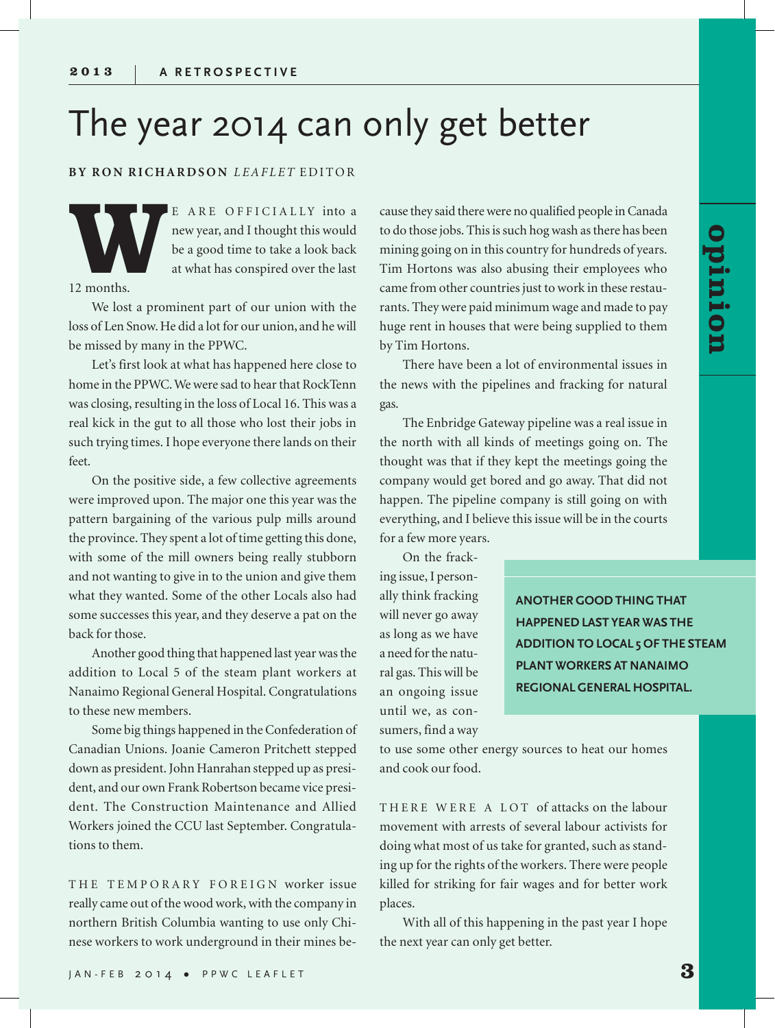**2013 | A RETROSPECTIVE**

# The year 2014 can only get better

**BY RON RICHARDSON** *LEAFLET* EDITOR

WE ARE OFFICIALLY into a new year, and I thought this would be a good time to take a look back at what has conspired over the last 12 months.

We lost a prominent part of our union with the loss of Len Snow. He did a lot for our union, and he will be missed by many in the PPWC.

Let's first look at what has happened here close to home in the PPWC. We were sad to hear that RockTenn was closing, resulting in the loss of Local 16. This was a real kick in the gut to all those who lost their jobs in such trying times. I hope everyone there lands on their feet.

On the positive side, a few collective agreements were improved upon. The major one this year was the pattern bargaining of the various pulp mills around the province. They spent a lot of time getting this done, with some of the mill owners being really stubborn and not wanting to give in to the union and give them what they wanted. Some of the other Locals also had some successes this year, and they deserve a pat on the back for those.

Another good thing that happened last year was the addition to Local 5 of the steam plant workers at Nanaimo Regional General Hospital. Congratulations to these new members.

Some big things happened in the Confederation of Canadian Unions. Joanie Cameron Pritchett stepped down as president. John Hanrahan stepped up as president, and our own Frank Robertson became vice president. The Construction Maintenance and Allied Workers joined the CCU last September. Congratulations to them.

THE TEMPORARY FOREIGN worker issue really came out of the wood work, with the company in northern British Columbia wanting to use only Chinese workers to work underground in their mines because they said there were no qualified people in Canada to do those jobs. This is such hog wash as there has been mining going on in this country for hundreds of years. Tim Hortons was also abusing their employees who came from other countries just to work in these restaurants. They were paid minimum wage and made to pay huge rent in houses that were being supplied to them by Tim Hortons.

There have been a lot of environmental issues in the news with the pipelines and fracking for natural gas.

The Enbridge Gateway pipeline was a real issue in the north with all kinds of meetings going on. The thought was that if they kept the meetings going the company would get bored and go away. That did not happen. The pipeline company is still going on with everything, and I believe this issue will be in the courts for a few more years.

On the fracking issue, I personally think fracking will never go away as long as we have a need for the natural gas. This will be an ongoing issue until we, as consumers, find a way to use some other energy sources to heat our homes and cook our food.

> **ANOTHER GOOD THING THAT HAPPENED LAST YEAR WAS THE ADDITION TO LOCAL 5 OF THE STEAM PLANT WORKERS AT NANAIMO REGIONAL GENERAL HOSPITAL.**

THERE WERE A LOT of attacks on the labour movement with arrests of several labour activists for doing what most of us take for granted, such as standing up for the rights of the workers. There were people killed for striking for fair wages and for better work places.

With all of this happening in the past year I hope the next year can only get better.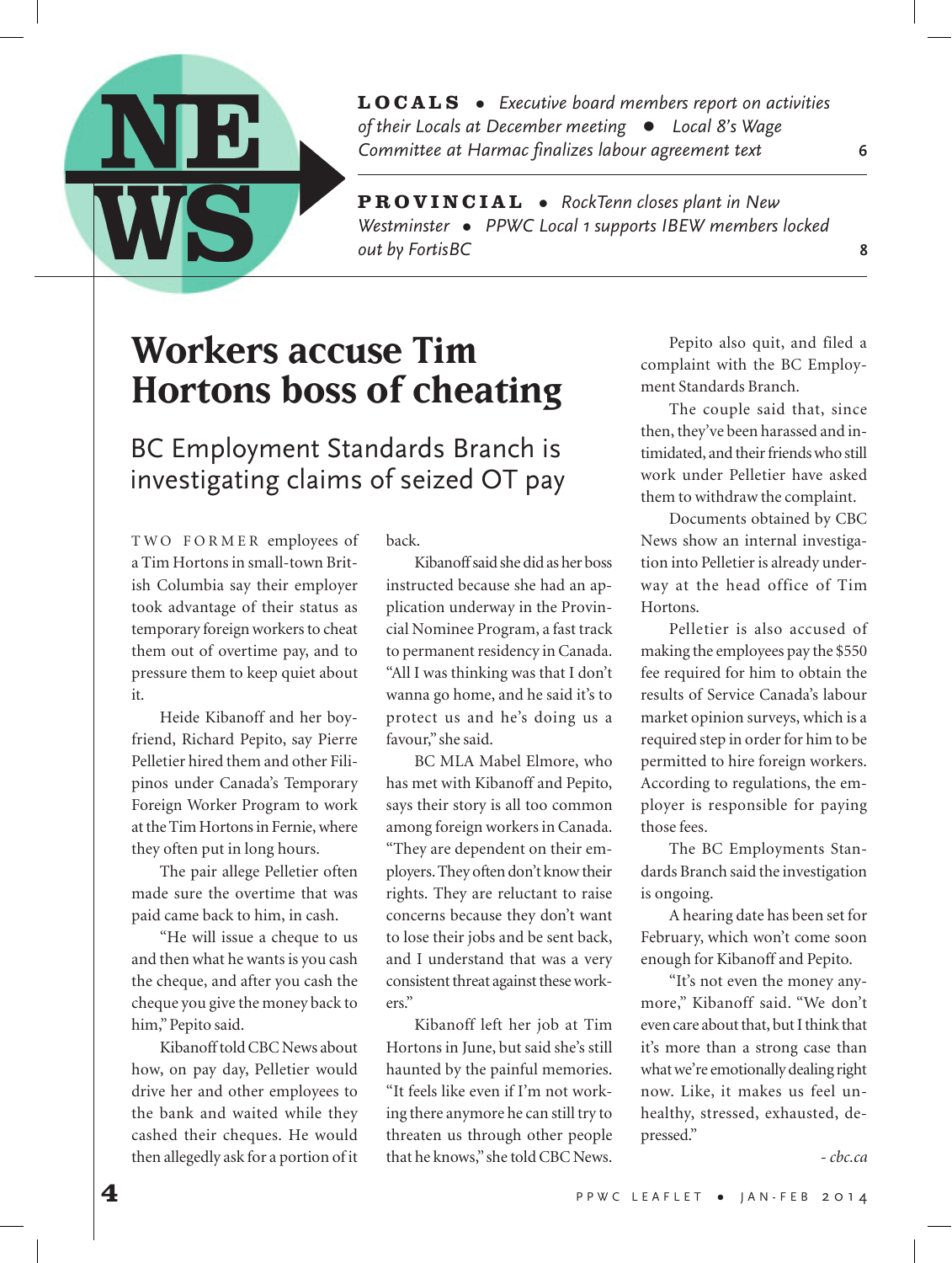**LOCALS** • *Executive board members report on activities of their Locals at December meeting* • *Local 8's Wage Committee at Harmac finalizes labour agreement text* 6

**PROVINCIAL** • *RockTenn closes plant in New Westminster* • *PPWC Local 1 supports IBEW members locked out by FortisBC* 8

# Workers accuse Tim Hortons boss of cheating

## BC Employment Standards Branch is investigating claims of seized OT pay

TWO FORMER employees of a Tim Hortons in small-town British Columbia say their employer took advantage of their status as temporary foreign workers to cheat them out of overtime pay, and to pressure them to keep quiet about it.

Heide Kibanoff and her boyfriend, Richard Pepito, say Pierre Pelletier hired them and other Filipinos under Canada's Temporary Foreign Worker Program to work at the Tim Hortons in Fernie, where they often put in long hours.

The pair allege Pelletier often made sure the overtime that was paid came back to him, in cash.

"He will issue a cheque to us and then what he wants is you cash the cheque, and after you cash the cheque you give the money back to him," Pepito said.

Kibanoff told CBC News about how, on pay day, Pelletier would drive her and other employees to the bank and waited while they cashed their cheques. He would then allegedly ask for a portion of it back.

Kibanoff said she did as her boss instructed because she had an application underway in the Provincial Nominee Program, a fast track to permanent residency in Canada. "All I was thinking was that I don't wanna go home, and he said it's to protect us and he's doing us a favour," she said.

BC MLA Mabel Elmore, who has met with Kibanoff and Pepito, says their story is all too common among foreign workers in Canada. "They are dependent on their employers. They often don't know their rights. They are reluctant to raise concerns because they don't want to lose their jobs and be sent back, and I understand that was a very consistent threat against these workers."

Kibanoff left her job at Tim Hortons in June, but said she's still haunted by the painful memories. "It feels like even if I'm not working there anymore he can still try to threaten us through other people that he knows," she told CBC News.

Pepito also quit, and filed a complaint with the BC Employment Standards Branch.

The couple said that, since then, they've been harassed and intimidated, and their friends who still work under Pelletier have asked them to withdraw the complaint.

Documents obtained by CBC News show an internal investigation into Pelletier is already underway at the head office of Tim Hortons.

Pelletier is also accused of making the employees pay the $550 fee required for him to obtain the results of Service Canada's labour market opinion surveys, which is a required step in order for him to be permitted to hire foreign workers. According to regulations, the employer is responsible for paying those fees.

The BC Employments Standards Branch said the investigation is ongoing.

A hearing date has been set for February, which won't come soon enough for Kibanoff and Pepito.

"It's not even the money anymore," Kibanoff said. "We don't even care about that, but I think that it's more than a strong case than what we're emotionally dealing right now. Like, it makes us feel unhealthy, stressed, exhausted, depressed."

*- cbc.ca*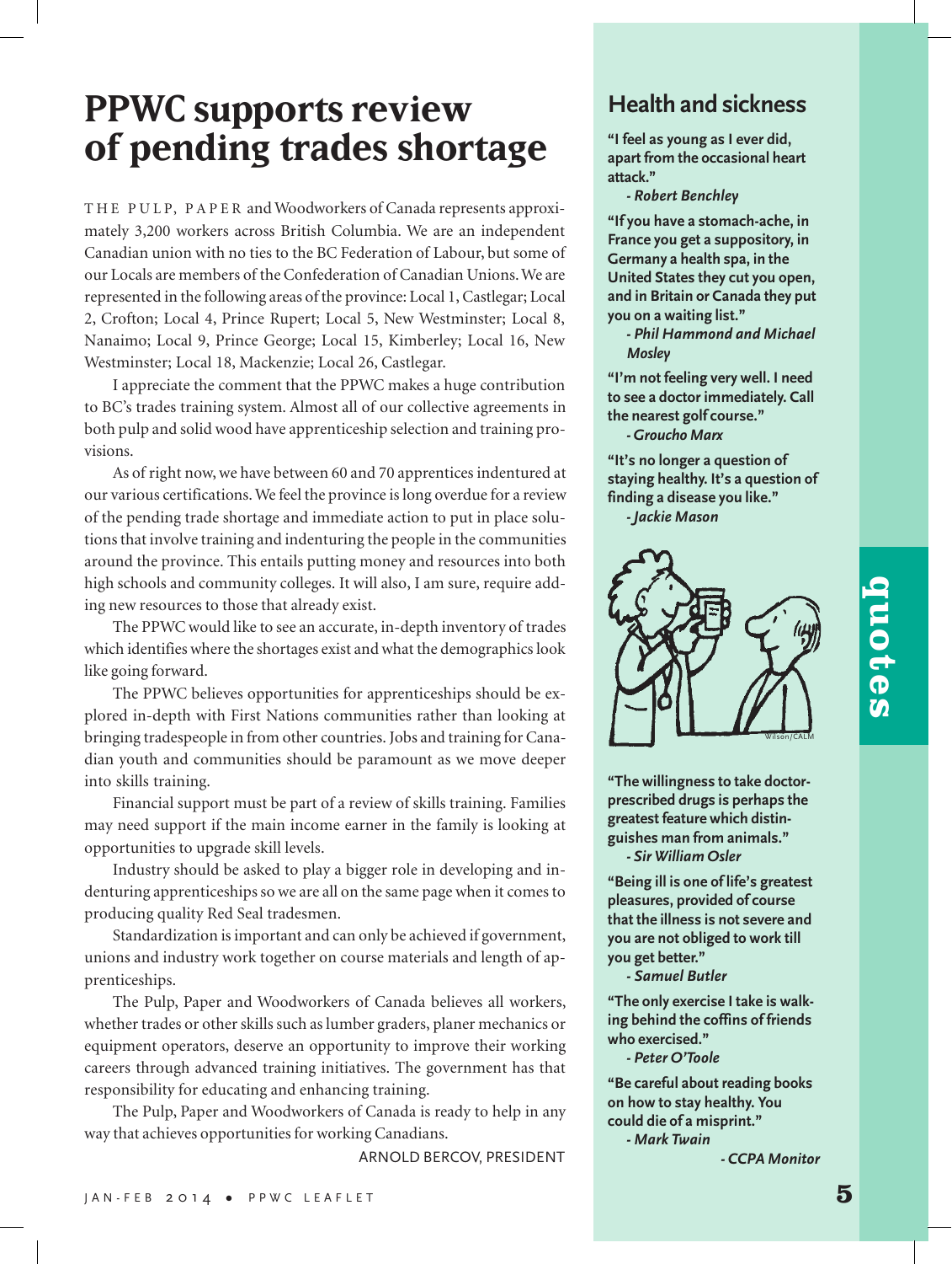# PPWC supports review of pending trades shortage

THE PULP, PAPER and Woodworkers of Canada represents approximately 3,200 workers across British Columbia. We are an independent Canadian union with no ties to the BC Federation of Labour, but some of our Locals are members of the Confederation of Canadian Unions. We are represented in the following areas of the province: Local 1, Castlegar; Local 2, Crofton; Local 4, Prince Rupert; Local 5, New Westminster; Local 8, Nanaimo; Local 9, Prince George; Local 15, Kimberley; Local 16, New Westminster; Local 18, Mackenzie; Local 26, Castlegar.

I appreciate the comment that the PPWC makes a huge contribution to BC's trades training system. Almost all of our collective agreements in both pulp and solid wood have apprenticeship selection and training provisions.

As of right now, we have between 60 and 70 apprentices indentured at our various certifications. We feel the province is long overdue for a review of the pending trade shortage and immediate action to put in place solutions that involve training and indenturing the people in the communities around the province. This entails putting money and resources into both high schools and community colleges. It will also, I am sure, require adding new resources to those that already exist.

The PPWC would like to see an accurate, in-depth inventory of trades which identifies where the shortages exist and what the demographics look like going forward.

The PPWC believes opportunities for apprenticeships should be explored in-depth with First Nations communities rather than looking at bringing tradespeople in from other countries. Jobs and training for Canadian youth and communities should be paramount as we move deeper into skills training.

Financial support must be part of a review of skills training. Families may need support if the main income earner in the family is looking at opportunities to upgrade skill levels.

Industry should be asked to play a bigger role in developing and indenturing apprenticeships so we are all on the same page when it comes to producing quality Red Seal tradesmen.

Standardization is important and can only be achieved if government, unions and industry work together on course materials and length of apprenticeships.

The Pulp, Paper and Woodworkers of Canada believes all workers, whether trades or other skills such as lumber graders, planer mechanics or equipment operators, deserve an opportunity to improve their working careers through advanced training initiatives. The government has that responsibility for educating and enhancing training.

The Pulp, Paper and Woodworkers of Canada is ready to help in any way that achieves opportunities for working Canadians.

ARNOLD BERCOV, PRESIDENT

## quotes

### Health and sickness

**"I feel as young as I ever did, apart from the occasional heart attack."**
*- Robert Benchley*

**"If you have a stomach-ache, in France you get a suppository, in Germany a health spa, in the United States they cut you open, and in Britain or Canada they put you on a waiting list."**
*- Phil Hammond and Michael Mosley*

**"I'm not feeling very well. I need to see a doctor immediately. Call the nearest golf course."**
*- Groucho Marx*

**"It's no longer a question of staying healthy. It's a question of finding a disease you like."**
*- Jackie Mason*

Wilson/CALM

**"The willingness to take doctor-prescribed drugs is perhaps the greatest feature which distinguishes man from animals."**
*- Sir William Osler*

**"Being ill is one of life's greatest pleasures, provided of course that the illness is not severe and you are not obliged to work till you get better."**
*- Samuel Butler*

**"The only exercise I take is walking behind the coffins of friends who exercised."**
*- Peter O'Toole*

**"Be careful about reading books on how to stay healthy. You could die of a misprint."**
*- Mark Twain*

*- CCPA Monitor*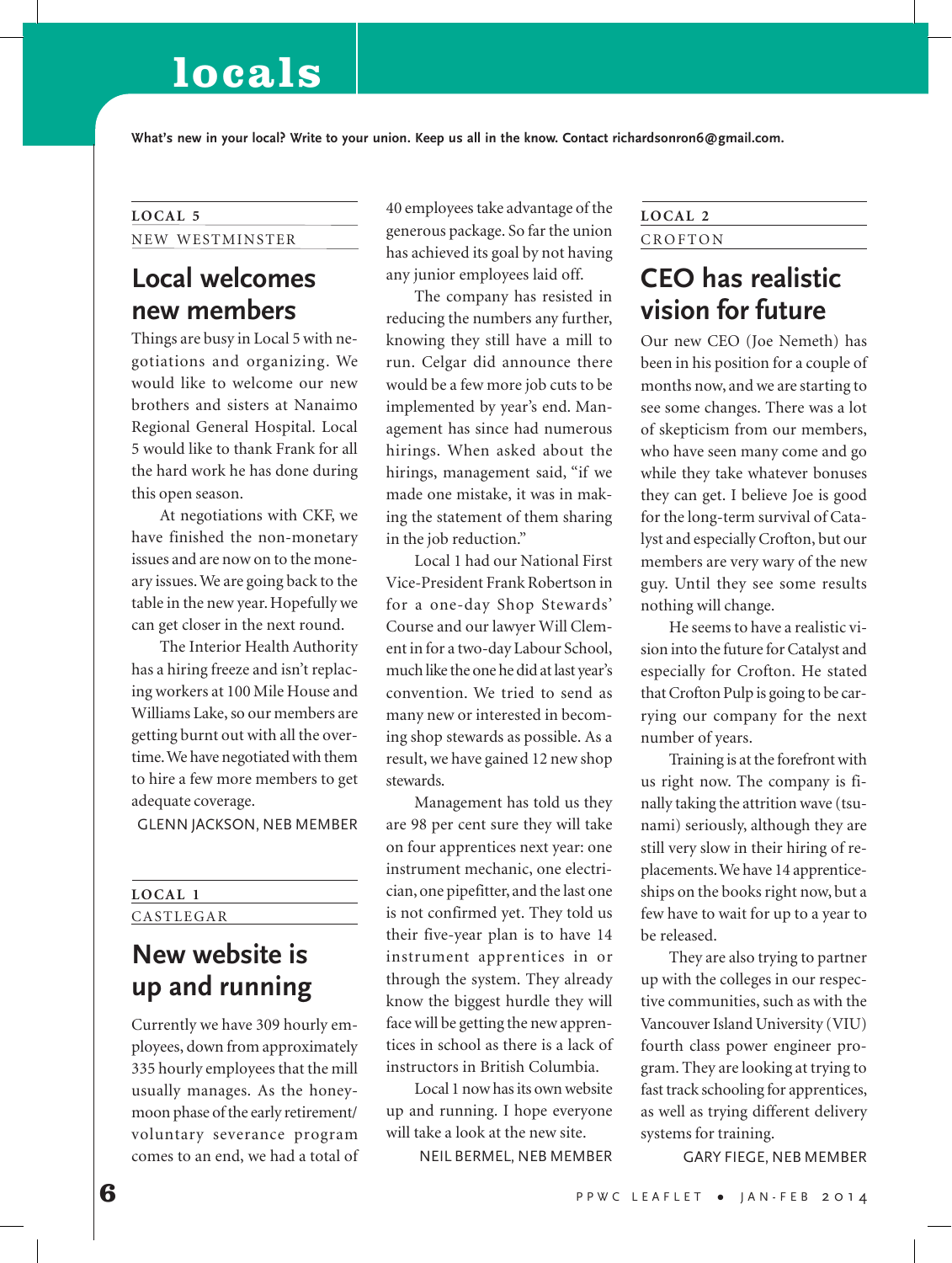# locals

**What's new in your local? Write to your union. Keep us all in the know. Contact richardsonron6@gmail.com.**

LOCAL 5

NEW WESTMINSTER

## Local welcomes new members

Things are busy in Local 5 with negotiations and organizing. We would like to welcome our new brothers and sisters at Nanaimo Regional General Hospital. Local 5 would like to thank Frank for all the hard work he has done during this open season.

At negotiations with CKF, we have finished the non-monetary issues and are now on to the monetary issues. We are going back to the table in the new year. Hopefully we can get closer in the next round.

The Interior Health Authority has a hiring freeze and isn't replacing workers at 100 Mile House and Williams Lake, so our members are getting burnt out with all the overtime. We have negotiated with them to hire a few more members to get adequate coverage.

GLENN JACKSON, NEB MEMBER

LOCAL 1

CASTLEGAR

## New website is up and running

Currently we have 309 hourly employees, down from approximately 335 hourly employees that the mill usually manages. As the honeymoon phase of the early retirement/voluntary severance program comes to an end, we had a total of 40 employees take advantage of the generous package. So far the union has achieved its goal by not having any junior employees laid off.

The company has resisted in reducing the numbers any further, knowing they still have a mill to run. Celgar did announce there would be a few more job cuts to be implemented by year's end. Management has since had numerous hirings. When asked about the hirings, management said, "if we made one mistake, it was in making the statement of them sharing in the job reduction."

Local 1 had our National First Vice-President Frank Robertson in for a one-day Shop Stewards' Course and our lawyer Will Clement in for a two-day Labour School, much like the one he did at last year's convention. We tried to send as many new or interested in becoming shop stewards as possible. As a result, we have gained 12 new shop stewards.

Management has told us they are 98 per cent sure they will take on four apprentices next year: one instrument mechanic, one electrician, one pipefitter, and the last one is not confirmed yet. They told us their five-year plan is to have 14 instrument apprentices in or through the system. They already know the biggest hurdle they will face will be getting the new apprentices in school as there is a lack of instructors in British Columbia.

Local 1 now has its own website up and running. I hope everyone will take a look at the new site.

NEIL BERMEL, NEB MEMBER

LOCAL 2

CROFTON

## CEO has realistic vision for future

Our new CEO (Joe Nemeth) has been in his position for a couple of months now, and we are starting to see some changes. There was a lot of skepticism from our members, who have seen many come and go while they take whatever bonuses they can get. I believe Joe is good for the long-term survival of Catalyst and especially Crofton, but our members are very wary of the new guy. Until they see some results nothing will change.

He seems to have a realistic vision into the future for Catalyst and especially for Crofton. He stated that Crofton Pulp is going to be carrying our company for the next number of years.

Training is at the forefront with us right now. The company is finally taking the attrition wave (tsunami) seriously, although they are still very slow in their hiring of replacements. We have 14 apprenticeships on the books right now, but a few have to wait for up to a year to be released.

They are also trying to partner up with the colleges in our respective communities, such as with the Vancouver Island University (VIU) fourth class power engineer program. They are looking at trying to fast track schooling for apprentices, as well as trying different delivery systems for training.

GARY FIEGE, NEB MEMBER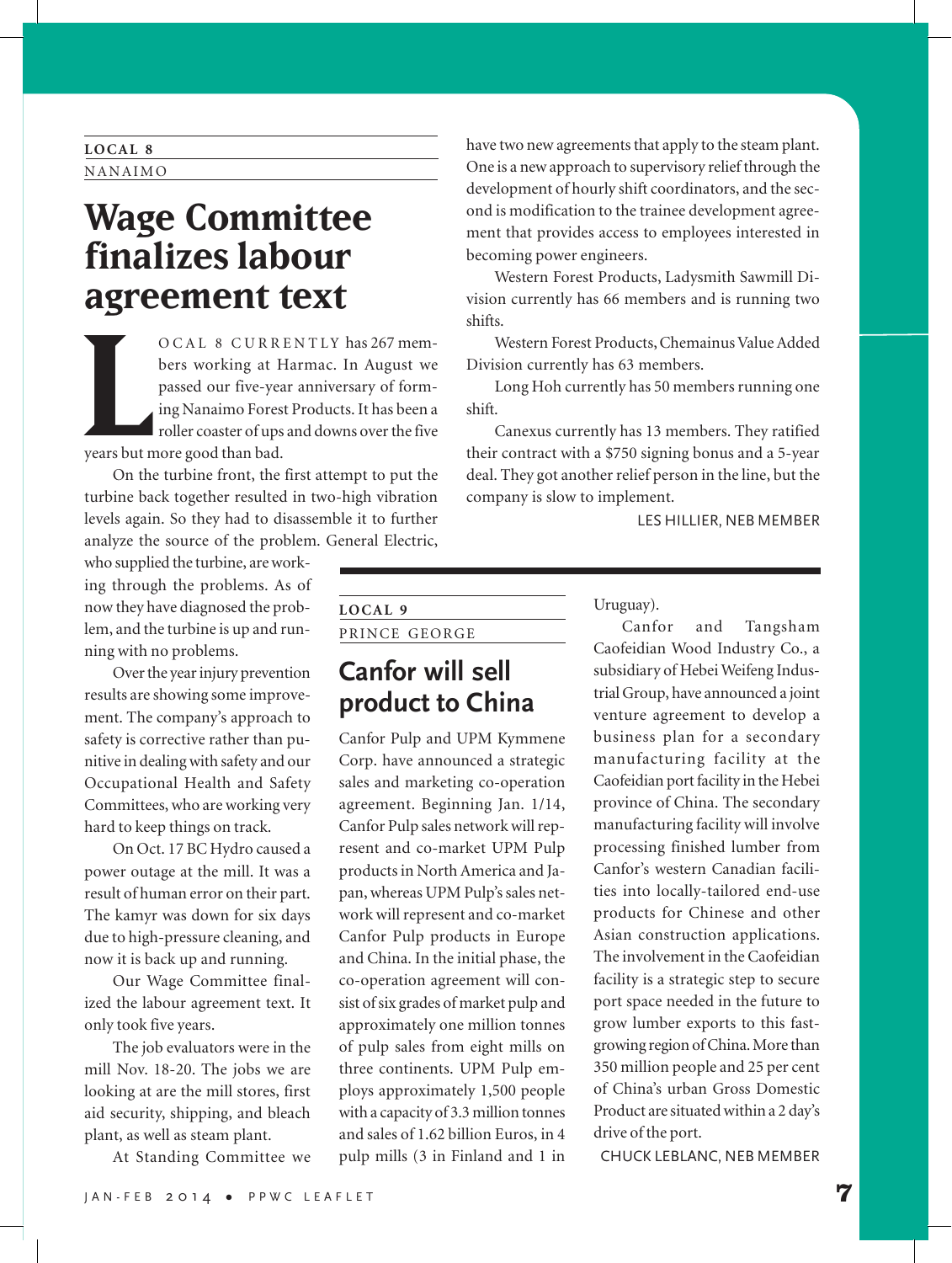LOCAL 8

NANAIMO

# Wage Committee finalizes labour agreement text

LOCAL 8 CURRENTLY has 267 members working at Harmac. In August we passed our five-year anniversary of forming Nanaimo Forest Products. It has been a roller coaster of ups and downs over the five years but more good than bad.

On the turbine front, the first attempt to put the turbine back together resulted in two-high vibration levels again. So they had to disassemble it to further analyze the source of the problem. General Electric, who supplied the turbine, are working through the problems. As of now they have diagnosed the problem, and the turbine is up and running with no problems.

Over the year injury prevention results are showing some improvement. The company's approach to safety is corrective rather than punitive in dealing with safety and our Occupational Health and Safety Committees, who are working very hard to keep things on track.

On Oct. 17 BC Hydro caused a power outage at the mill. It was a result of human error on their part. The kamyr was down for six days due to high-pressure cleaning, and now it is back up and running.

Our Wage Committee finalized the labour agreement text. It only took five years.

The job evaluators were in the mill Nov. 18-20. The jobs we are looking at are the mill stores, first aid security, shipping, and bleach plant, as well as steam plant.

At Standing Committee we have two new agreements that apply to the steam plant. One is a new approach to supervisory relief through the development of hourly shift coordinators, and the second is modification to the trainee development agreement that provides access to employees interested in becoming power engineers.

Western Forest Products, Ladysmith Sawmill Division currently has 66 members and is running two shifts.

Western Forest Products, Chemainus Value Added Division currently has 63 members.

Long Hoh currently has 50 members running one shift.

Canexus currently has 13 members. They ratified their contract with a $750 signing bonus and a 5-year deal. They got another relief person in the line, but the company is slow to implement.

LES HILLIER, NEB MEMBER

LOCAL 9

PRINCE GEORGE

# Canfor will sell product to China

Canfor Pulp and UPM Kymmene Corp. have announced a strategic sales and marketing co-operation agreement. Beginning Jan. 1/14, Canfor Pulp sales network will represent and co-market UPM Pulp products in North America and Japan, whereas UPM Pulp's sales network will represent and co-market Canfor Pulp products in Europe and China. In the initial phase, the co-operation agreement will consist of six grades of market pulp and approximately one million tonnes of pulp sales from eight mills on three continents. UPM Pulp employs approximatelly 1,500 people with a capacity of 3.3 million tonnes and sales of 1.62 billion Euros, in 4 pulp mills (3 in Finland and 1 in Uruguay).

Canfor and Tangsham Caofeidian Wood Industry Co., a subsidiary of Hebei Weifeng Industrial Group, have announced a joint venture agreement to develop a business plan for a secondary manufacturing facility at the Caofeidian port facility in the Hebei province of China. The secondary manufacturing facility will involve processing finished lumber from Canfor's western Canadian facilities into locally-tailored end-use products for Chinese and other Asian construction applications. The involvement in the Caofeidian facility is a strategic step to secure port space needed in the future to grow lumber exports to this fast-growing region of China. More than 350 million people and 25 per cent of China's urban Gross Domestic Product are situated within a 2 day's drive of the port.

CHUCK LEBLANC, NEB MEMBER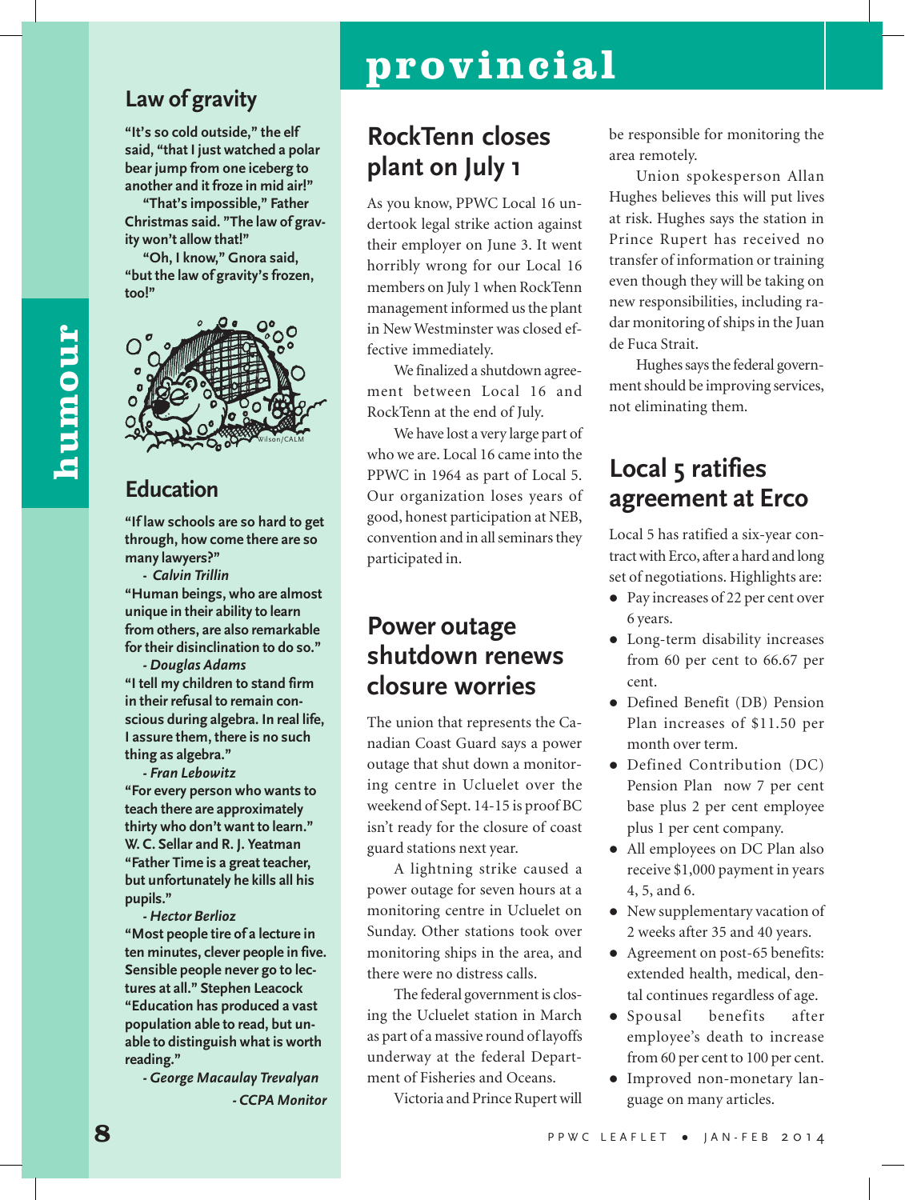# humour

## Law of gravity

**"It's so cold outside," the elf said, "that I just watched a polar bear jump from one iceberg to another and it froze in mid air!"**

**"That's impossible," Father Christmas said. "The law of gravity won't allow that!"**

**"Oh, I know," Gnora said, "but the law of gravity's frozen, too!"**

Wilson/CALM

## Education

**"If law schools are so hard to get through, how come there are so many lawyers?"**

***- Calvin Trillin***

**"Human beings, who are almost unique in their ability to learn from others, are also remarkable for their disinclination to do so."**

***- Douglas Adams***

**"I tell my children to stand firm in their refusal to remain conscious during algebra. In real life, I assure them, there is no such thing as algebra."**

***- Fran Lebowitz***

**"For every person who wants to teach there are approximately thirty who don't want to learn." W. C. Sellar and R. J. Yeatman**

**"Father Time is a great teacher, but unfortunately he kills all his pupils."**

***- Hector Berlioz***

**"Most people tire of a lecture in ten minutes, clever people in five. Sensible people never go to lectures at all." Stephen Leacock**

**"Education has produced a vast population able to read, but unable to distinguish what is worth reading."**

***- George Macaulay Trevalyan***

***- CCPA Monitor***

# provincial

## RockTenn closes plant on July 1

As you know, PPWC Local 16 undertook legal strike action against their employer on June 3. It went horribly wrong for our Local 16 members on July 1 when RockTenn management informed us the plant in New Westminster was closed effective immediately.

We finalized a shutdown agreement between Local 16 and RockTenn at the end of July.

We have lost a very large part of who we are. Local 16 came into the PPWC in 1964 as part of Local 5. Our organization loses years of good, honest participation at NEB, convention and in all seminars they participated in.

## Power outage shutdown renews closure worries

The union that represents the Canadian Coast Guard says a power outage that shut down a monitoring centre in Ucluelet over the weekend of Sept. 14-15 is proof BC isn't ready for the closure of coast guard stations next year.

A lightning strike caused a power outage for seven hours at a monitoring centre in Ucluelet on Sunday. Other stations took over monitoring ships in the area, and there were no distress calls.

The federal government is closing the Ucluelet station in March as part of a massive round of layoffs underway at the federal Department of Fisheries and Oceans.

Victoria and Prince Rupert will be responsible for monitoring the area remotely.

Union spokesperson Allan Hughes believes this will put lives at risk. Hughes says the station in Prince Rupert has received no transfer of information or training even though they will be taking on new responsibilities, including radar monitoring of ships in the Juan de Fuca Strait.

Hughes says the federal government should be improving services, not eliminating them.

## Local 5 ratifies agreement at Erco

Local 5 has ratified a six-year contract with Erco, after a hard and long set of negotiations. Highlights are:

- Pay increases of 22 per cent over 6 years.
- Long-term disability increases from 60 per cent to 66.67 per cent.
- Defined Benefit (DB) Pension Plan increases of $11.50 per month over term.
- Defined Contribution (DC) Pension Plan now 7 per cent base plus 2 per cent employee plus 1 per cent company.
- All employees on DC Plan also receive $1,000 payment in years 4, 5, and 6.
- New supplementary vacation of 2 weeks after 35 and 40 years.
- Agreement on post-65 benefits: extended health, medical, dental continues regardless of age.
- Spousal benefits after employee's death to increase from 60 per cent to 100 per cent.
- Improved non-monetary language on many articles.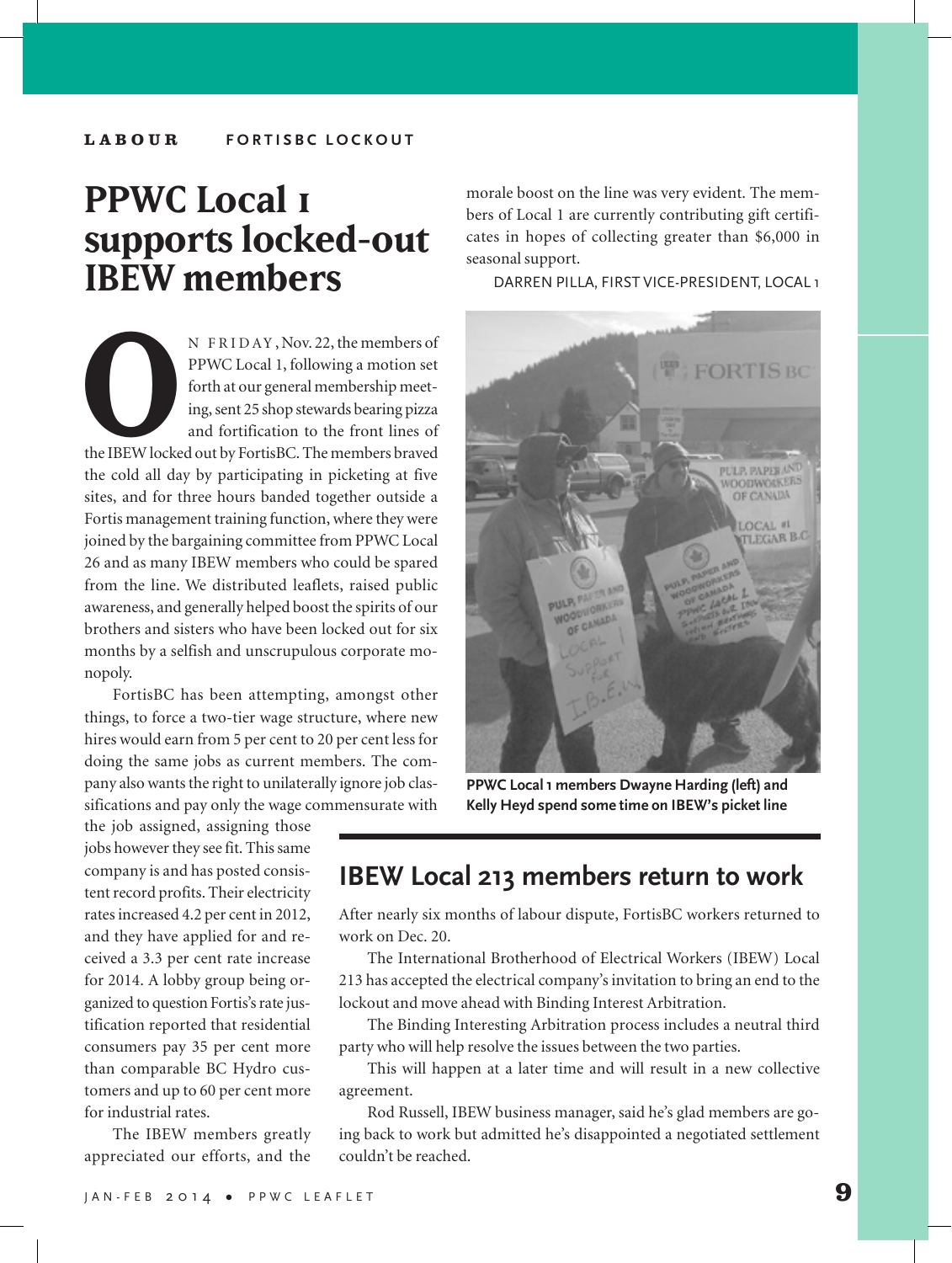LABOUR FORTISBC LOCKOUT

# PPWC Local 1 supports locked-out IBEW members

On FRIDAY, Nov. 22, the members of PPWC Local 1, following a motion set forth at our general membership meeting, sent 25 shop stewards bearing pizza and fortification to the front lines of the IBEW locked out by FortisBC. The members braved the cold all day by participating in picketing at five sites, and for three hours banded together outside a Fortis management training function, where they were joined by the bargaining committee from PPWC Local 26 and as many IBEW members who could be spared from the line. We distributed leaflets, raised public awareness, and generally helped boost the spirits of our brothers and sisters who have been locked out for six months by a selfish and unscrupulous corporate monopoly.

FortisBC has been attempting, amongst other things, to force a two-tier wage structure, where new hires would earn from 5 per cent to 20 per cent less for doing the same jobs as current members. The company also wants the right to unilaterally ignore job classifications and pay only the wage commensurate with the job assigned, assigning those jobs however they see fit. This same company is and has posted consistent record profits. Their electricity rates increased 4.2 per cent in 2012, and they have applied for and received a 3.3 per cent rate increase for 2014. A lobby group being organized to question Fortis's rate justification reported that residential consumers pay 35 per cent more than comparable BC Hydro customers and up to 60 per cent more for industrial rates.

The IBEW members greatly appreciated our efforts, and the morale boost on the line was very evident. The members of Local 1 are currently contributing gift certificates in hopes of collecting greater than $6,000 in seasonal support.

DARREN PILLA, FIRST VICE-PRESIDENT, LOCAL 1

**PPWC Local 1 members Dwayne Harding (left) and Kelly Heyd spend some time on IBEW's picket line**

## IBEW Local 213 members return to work

After nearly six months of labour dispute, FortisBC workers returned to work on Dec. 20.

The International Brotherhood of Electrical Workers (IBEW) Local 213 has accepted the electrical company's invitation to bring an end to the lockout and move ahead with Binding Interest Arbitration.

The Binding Interesting Arbitration process includes a neutral third party who will help resolve the issues between the two parties.

This will happen at a later time and will result in a new collective agreement.

Rod Russell, IBEW business manager, said he's glad members are going back to work but admitted he's disappointed a negotiated settlement couldn't be reached.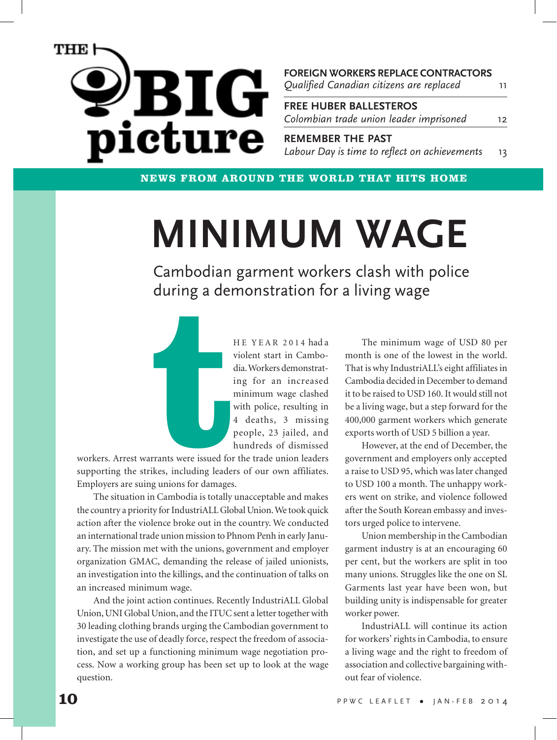# THE BIG picture

**FOREIGN WORKERS REPLACE CONTRACTORS**
*Qualified Canadian citizens are replaced* 11

**FREE HUBER BALLESTEROS**
*Colombian trade union leader imprisoned* 12

**REMEMBER THE PAST**
*Labour Day is time to reflect on achievements* 13

**NEWS FROM AROUND THE WORLD THAT HITS HOME**

# MINIMUM WAGE

## Cambodian garment workers clash with police during a demonstration for a living wage

THE YEAR 2014 had a violent start in Cambodia. Workers demonstrating for an increased minimum wage clashed with police, resulting in 4 deaths, 3 missing people, 23 jailed, and hundreds of dismissed workers. Arrest warrants were issued for the trade union leaders supporting the strikes, including leaders of our own affiliates. Employers are suing unions for damages.

The situation in Cambodia is totally unacceptable and makes the country a priority for IndustriALL Global Union. We took quick action after the violence broke out in the country. We conducted an international trade union mission to Phnom Penh in early January. The mission met with the unions, government and employer organization GMAC, demanding the release of jailed unionists, an investigation into the killings, and the continuation of talks on an increased minimum wage.

And the joint action continues. Recently IndustriALL Global Union, UNI Global Union, and the ITUC sent a letter together with 30 leading clothing brands urging the Cambodian government to investigate the use of deadly force, respect the freedom of association, and set up a functioning minimum wage negotiation process. Now a working group has been set up to look at the wage question.

The minimum wage of USD 80 per month is one of the lowest in the world. That is why IndustriALL's eight affiliates in Cambodia decided in December to demand it to be raised to USD 160. It would still not be a living wage, but a step forward for the 400,000 garment workers which generate exports worth of USD 5 billion a year.

However, at the end of December, the government and employers only accepted a raise to USD 95, which was later changed to USD 100 a month. The unhappy workers went on strike, and violence followed after the South Korean embassy and investors urged police to intervene.

Union membership in the Cambodian garment industry is at an encouraging 60 per cent, but the workers are split in too many unions. Struggles like the one on SL Garments last year have been won, but building unity is indispensable for greater worker power.

IndustriALL will continue its action for workers' rights in Cambodia, to ensure a living wage and the right to freedom of association and collective bargaining without fear of violence.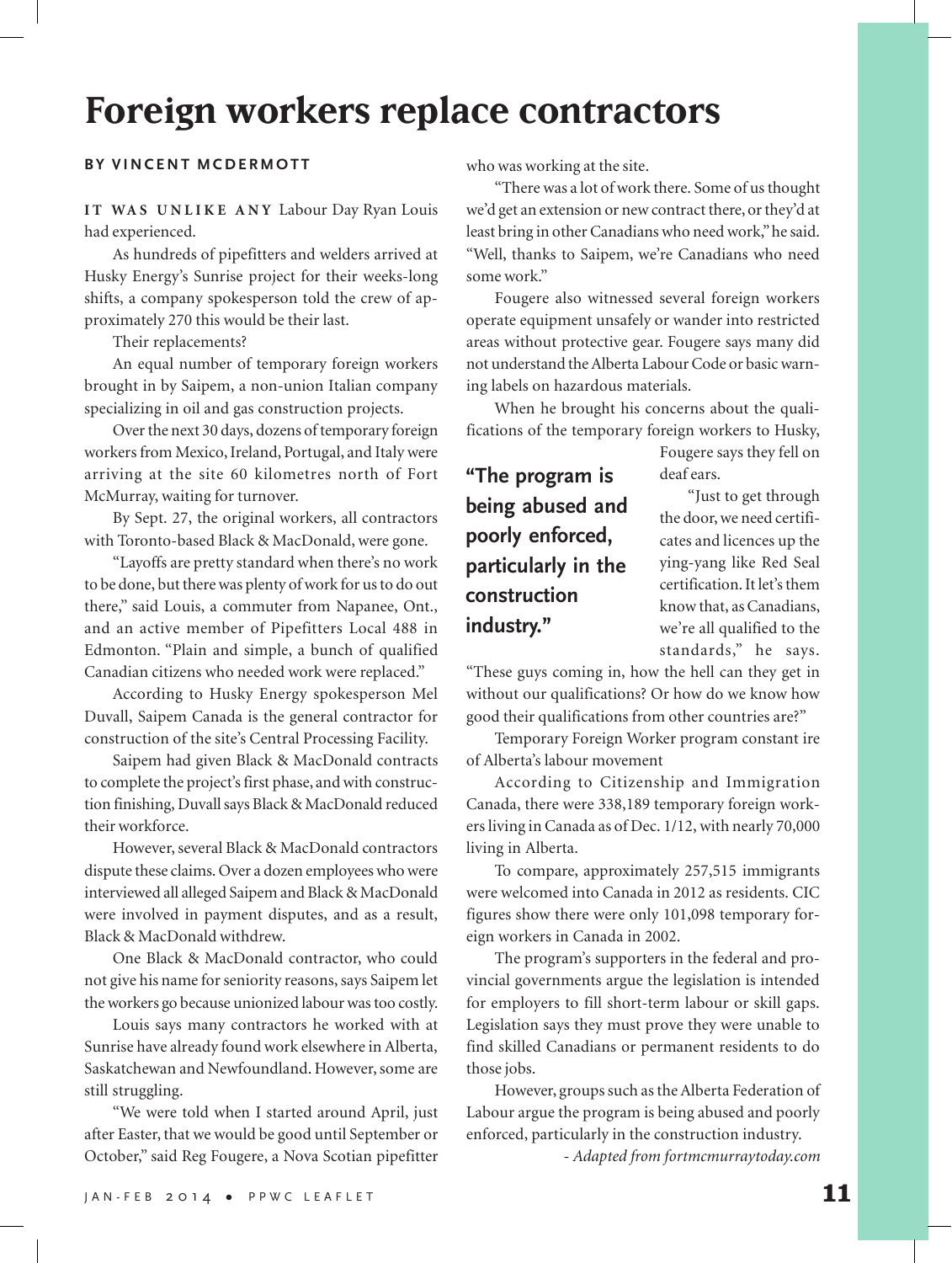# Foreign workers replace contractors

**BY VINCENT MCDERMOTT**

IT WAS UNLIKE ANY Labour Day Ryan Louis had experienced.

As hundreds of pipefitters and welders arrived at Husky Energy's Sunrise project for their weeks-long shifts, a company spokesperson told the crew of approximately 270 this would be their last.

Their replacements?

An equal number of temporary foreign workers brought in by Saipem, a non-union Italian company specializing in oil and gas construction projects.

Over the next 30 days, dozens of temporary foreign workers from Mexico, Ireland, Portugal, and Italy were arriving at the site 60 kilometres north of Fort McMurray, waiting for turnover.

By Sept. 27, the original workers, all contractors with Toronto-based Black & MacDonald, were gone.

"Layoffs are pretty standard when there's no work to be done, but there was plenty of work for us to do out there," said Louis, a commuter from Napanee, Ont., and an active member of Pipefitters Local 488 in Edmonton. "Plain and simple, a bunch of qualified Canadian citizens who needed work were replaced."

According to Husky Energy spokesperson Mel Duvall, Saipem Canada is the general contractor for construction of the site's Central Processing Facility.

Saipem had given Black & MacDonald contracts to complete the project's first phase, and with construction finishing, Duvall says Black & MacDonald reduced their workforce.

However, several Black & MacDonald contractors dispute these claims. Over a dozen employees who were interviewed all alleged Saipem and Black & MacDonald were involved in payment disputes, and as a result, Black & MacDonald withdrew.

One Black & MacDonald contractor, who could not give his name for seniority reasons, says Saipem let the workers go because unionized labour was too costly.

Louis says many contractors he worked with at Sunrise have already found work elsewhere in Alberta, Saskatchewan and Newfoundland. However, some are still struggling.

"We were told when I started around April, just after Easter, that we would be good until September or October," said Reg Fougere, a Nova Scotian pipefitter who was working at the site.

"There was a lot of work there. Some of us thought we'd get an extension or new contract there, or they'd at least bring in other Canadians who need work," he said. "Well, thanks to Saipem, we're Canadians who need some work."

Fougere also witnessed several foreign workers operate equipment unsafely or wander into restricted areas without protective gear. Fougere says many did not understand the Alberta Labour Code or basic warning labels on hazardous materials.

When he brought his concerns about the qualifications of the temporary foreign workers to Husky, Fougere says they fell on deaf ears.

> **"The program is being abused and poorly enforced, particularly in the construction industry."**

"Just to get through the door, we need certificates and licences up the ying-yang like Red Seal certification. It let's them know that, as Canadians, we're all qualified to the standards," he says. "These guys coming in, how the hell can they get in without our qualifications? Or how do we know how good their qualifications from other countries are?"

Temporary Foreign Worker program constant ire of Alberta's labour movement

According to Citizenship and Immigration Canada, there were 338,189 temporary foreign workers living in Canada as of Dec. 1/12, with nearly 70,000 living in Alberta.

To compare, approximately 257,515 immigrants were welcomed into Canada in 2012 as residents. CIC figures show there were only 101,098 temporary foreign workers in Canada in 2002.

The program's supporters in the federal and provincial governments argue the legislation is intended for employers to fill short-term labour or skill gaps. Legislation says they must prove they were unable to find skilled Canadians or permanent residents to do those jobs.

However, groups such as the Alberta Federation of Labour argue the program is being abused and poorly enforced, particularly in the construction industry.

*- Adapted from fortmcmurraytoday.com*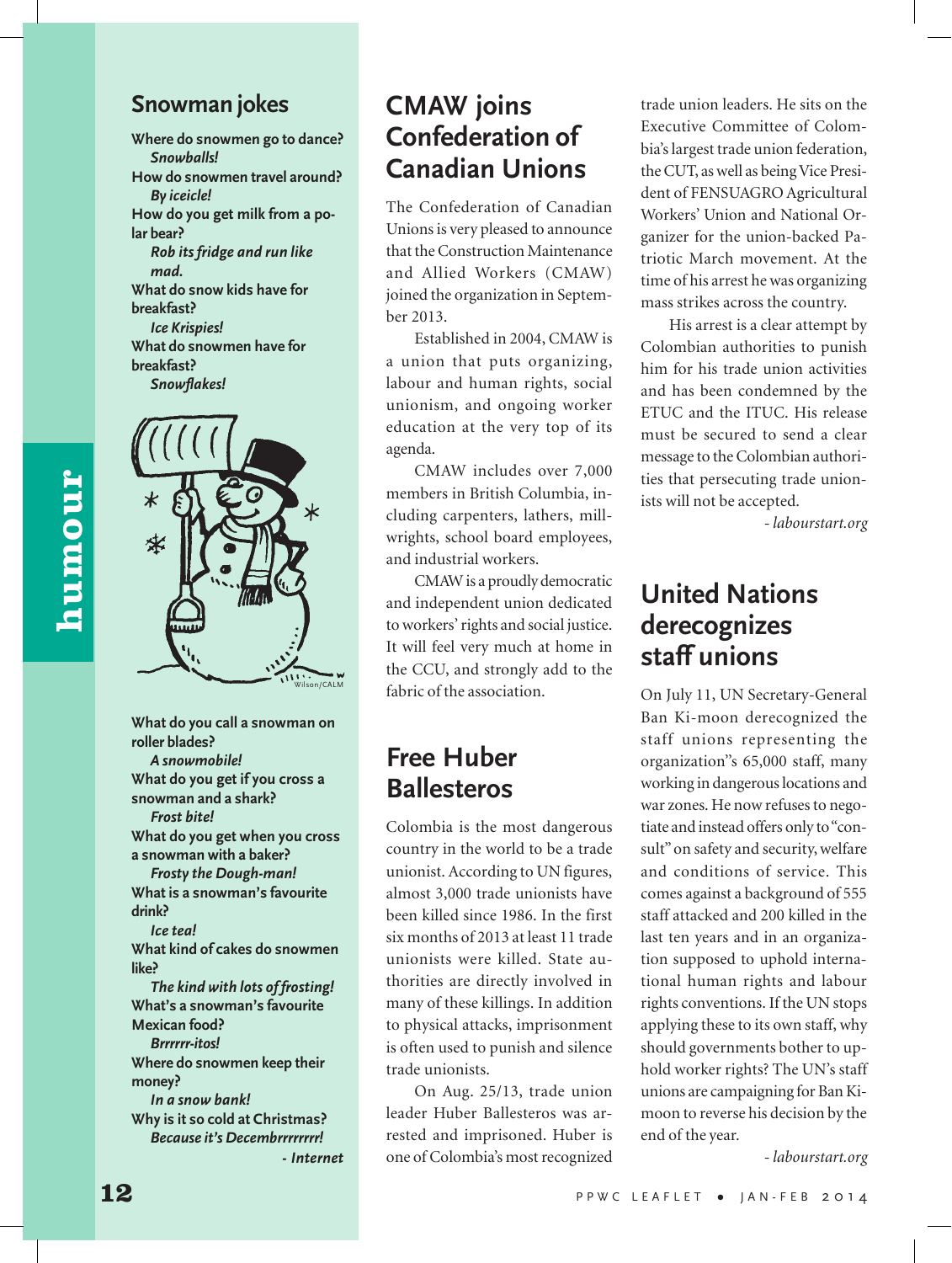## Snowman jokes

**Where do snowmen go to dance?**
***Snowballs!***
**How do snowmen travel around?**
***By iceicle!***
**How do you get milk from a polar bear?**
***Rob its fridge and run like mad.***
**What do snow kids have for breakfast?**
***Ice Krispies!***
**What do snowmen have for breakfast?**
***Snowflakes!***

Wilson/CALM

**What do you call a snowman on roller blades?**
***A snowmobile!***
**What do you get if you cross a snowman and a shark?**
***Frost bite!***
**What do you get when you cross a snowman with a baker?**
***Frosty the Dough-man!***
**What is a snowman's favourite drink?**
***Ice tea!***
**What kind of cakes do snowmen like?**
***The kind with lots of frosting!***
**What's a snowman's favourite Mexican food?**
***Brrrrrr-itos!***
**Where do snowmen keep their money?**
***In a snow bank!***
**Why is it so cold at Christmas?**
***Because it's Decembrrrrrrrr!***

***- Internet***

## CMAW joins Confederation of Canadian Unions

The Confederation of Canadian Unions is very pleased to announce that the Construction Maintenance and Allied Workers (CMAW) joined the organization in September 2013.

Established in 2004, CMAW is a union that puts organizing, labour and human rights, social unionism, and ongoing worker education at the very top of its agenda.

CMAW includes over 7,000 members in British Columbia, including carpenters, lathers, millwrights, school board employees, and industrial workers.

CMAW is a proudly democratic and independent union dedicated to workers' rights and social justice. It will feel very much at home in the CCU, and strongly add to the fabric of the association.

## Free Huber Ballesteros

Colombia is the most dangerous country in the world to be a trade unionist. According to UN figures, almost 3,000 trade unionists have been killed since 1986. In the first six months of 2013 at least 11 trade unionists were killed. State authorities are directly involved in many of these killings. In addition to physical attacks, imprisonment is often used to punish and silence trade unionists.

On Aug. 25/13, trade union leader Huber Ballesteros was arrested and imprisoned. Huber is one of Colombia's most recognized trade union leaders. He sits on the Executive Committee of Colombia's largest trade union federation, the CUT, as well as being Vice President of FENSUAGRO Agricultural Workers' Union and National Organizer for the union-backed Patriotic March movement. At the time of his arrest he was organizing mass strikes across the country.

His arrest is a clear attempt by Colombian authorities to punish him for his trade union activities and has been condemned by the ETUC and the ITUC. His release must be secured to send a clear message to the Colombian authorities that persecuting trade unionists will not be accepted.

*- labourstart.org*

## United Nations derecognizes staff unions

On July 11, UN Secretary-General Ban Ki-moon derecognized the staff unions representing the organization"s 65,000 staff, many working in dangerous locations and war zones. He now refuses to negotiate and instead offers only to "consult" on safety and security, welfare and conditions of service. This comes against a background of 555 staff attacked and 200 killed in the last ten years and in an organization supposed to uphold international human rights and labour rights conventions. If the UN stops applying these to its own staff, why should governments bother to uphold worker rights? The UN's staff unions are campaigning for Ban Ki-moon to reverse his decision by the end of the year.

*- labourstart.org*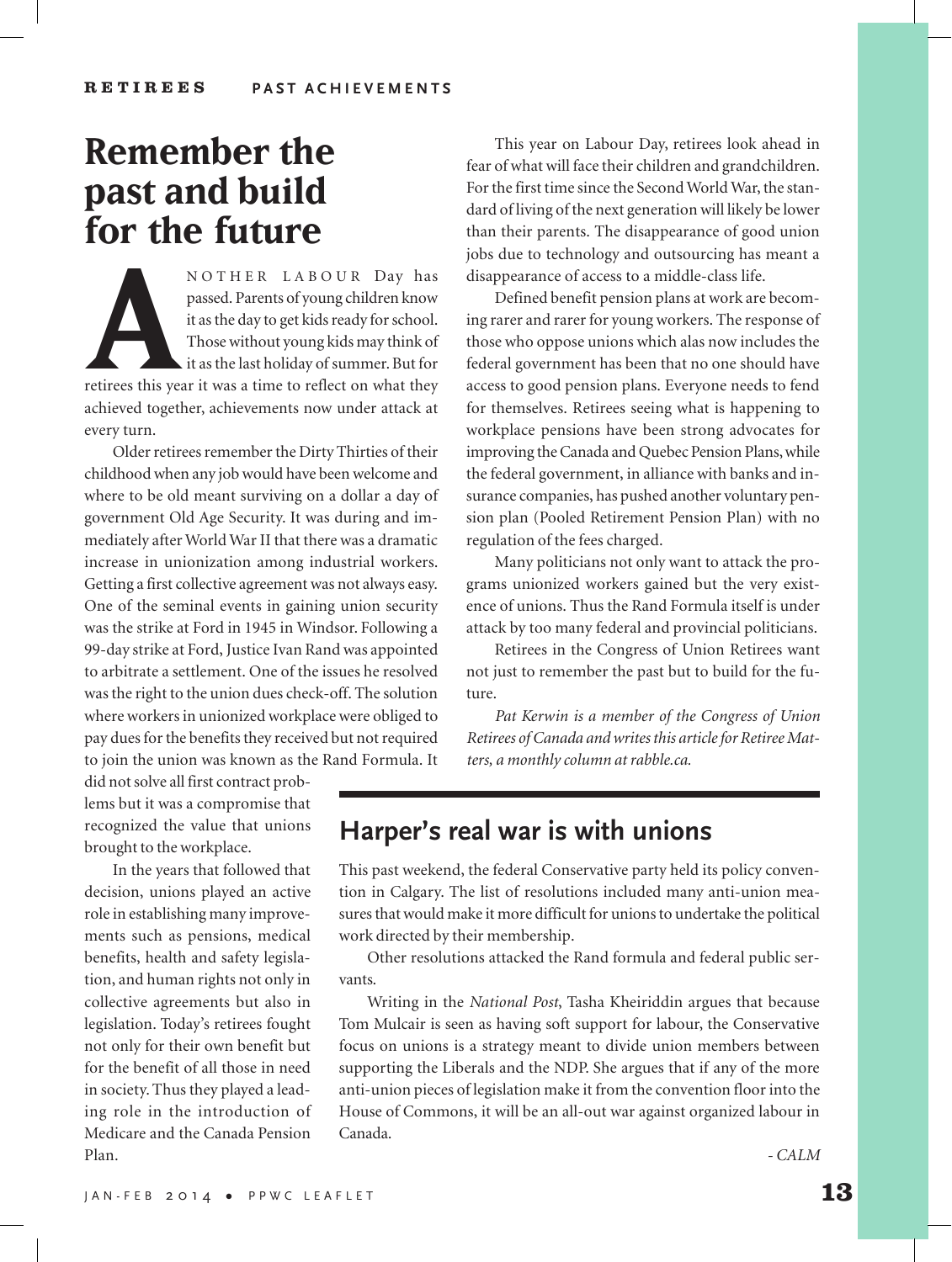# Remember the past and build for the future

ANOTHER LABOUR Day has passed. Parents of young children know it as the day to get kids ready for school. Those without young kids may think of it as the last holiday of summer. But for retirees this year it was a time to reflect on what they achieved together, achievements now under attack at every turn.

Older retirees remember the Dirty Thirties of their childhood when any job would have been welcome and where to be old meant surviving on a dollar a day of government Old Age Security. It was during and immediately after World War II that there was a dramatic increase in unionization among industrial workers. Getting a first collective agreement was not always easy. One of the seminal events in gaining union security was the strike at Ford in 1945 in Windsor. Following a 99-day strike at Ford, Justice Ivan Rand was appointed to arbitrate a settlement. One of the issues he resolved was the right to the union dues check-off. The solution where workers in unionized workplace were obliged to pay dues for the benefits they received but not required to join the union was known as the Rand Formula. It did not solve all first contract problems but it was a compromise that recognized the value that unions brought to the workplace.

In the years that followed that decision, unions played an active role in establishing many improvements such as pensions, medical benefits, health and safety legislation, and human rights not only in collective agreements but also in legislation. Today's retirees fought not only for their own benefit but for the benefit of all those in need in society. Thus they played a leading role in the introduction of Medicare and the Canada Pension Plan.

This year on Labour Day, retirees look ahead in fear of what will face their children and grandchildren. For the first time since the Second World War, the standard of living of the next generation will likely be lower than their parents. The disappearance of good union jobs due to technology and outsourcing has meant a disappearance of access to a middle-class life.

Defined benefit pension plans at work are becoming rarer and rarer for young workers. The response of those who oppose unions which alas now includes the federal government has been that no one should have access to good pension plans. Everyone needs to fend for themselves. Retirees seeing what is happening to workplace pensions have been strong advocates for improving the Canada and Quebec Pension Plans, while the federal government, in alliance with banks and insurance companies, has pushed another voluntary pension plan (Pooled Retirement Pension Plan) with no regulation of the fees charged.

Many politicians not only want to attack the programs unionized workers gained but the very existence of unions. Thus the Rand Formula itself is under attack by too many federal and provincial politicians.

Retirees in the Congress of Union Retirees want not just to remember the past but to build for the future.

*Pat Kerwin is a member of the Congress of Union Retirees of Canada and writes this article for Retiree Matters, a monthly column at rabble.ca.*

## Harper's real war is with unions

This past weekend, the federal Conservative party held its policy convention in Calgary. The list of resolutions included many anti-union measures that would make it more difficult for unions to undertake the political work directed by their membership.

Other resolutions attacked the Rand formula and federal public servants.

Writing in the *National Post*, Tasha Kheiriddin argues that because Tom Mulcair is seen as having soft support for labour, the Conservative focus on unions is a strategy meant to divide union members between supporting the Liberals and the NDP. She argues that if any of the more anti-union pieces of legislation make it from the convention floor into the House of Commons, it will be an all-out war against organized labour in Canada.

*- CALM*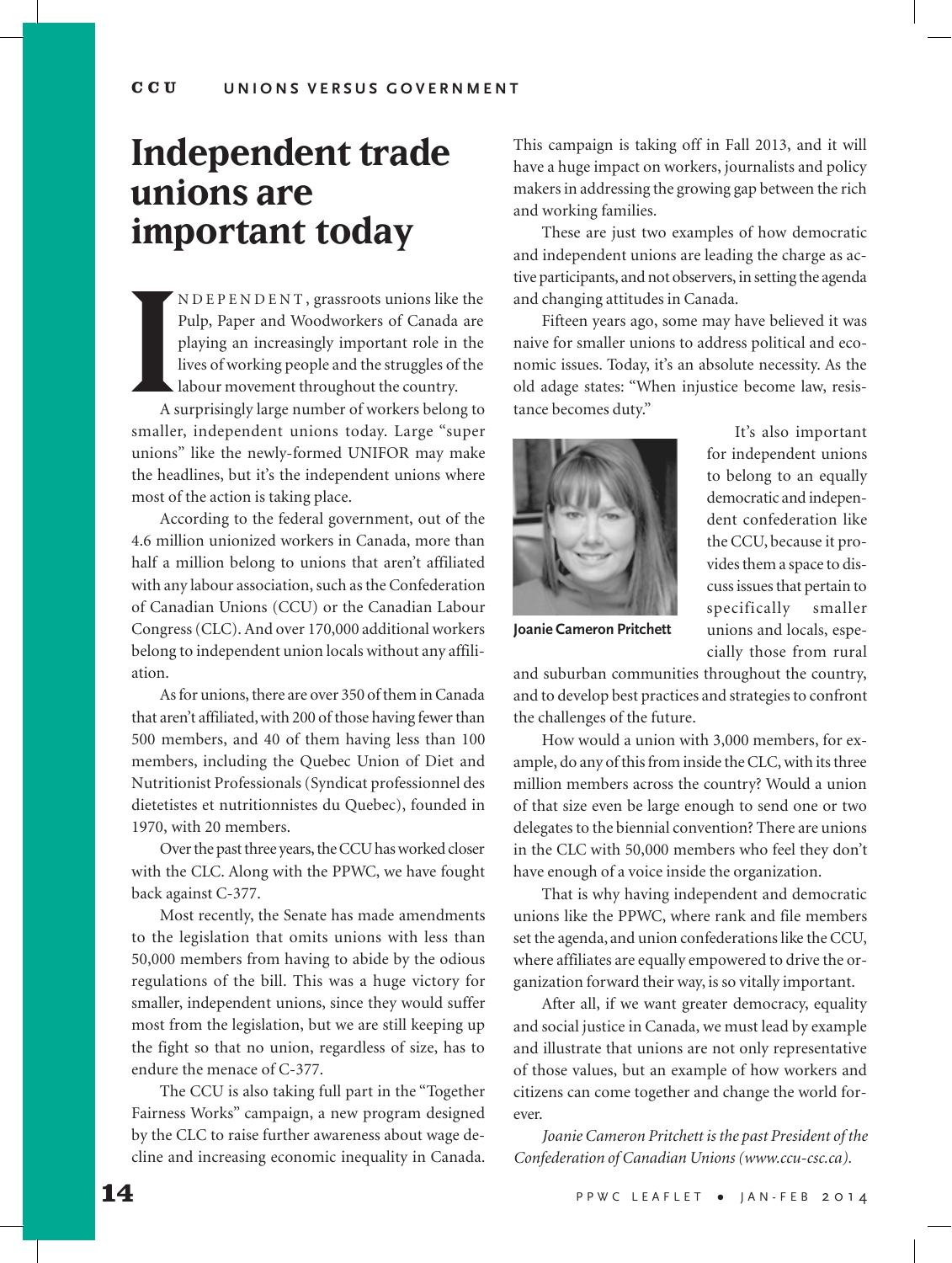# Independent trade unions are important today

INDEPENDENT, grassroots unions like the Pulp, Paper and Woodworkers of Canada are playing an increasingly important role in the lives of working people and the struggles of the labour movement throughout the country.

A surprisingly large number of workers belong to smaller, independent unions today. Large "super unions" like the newly-formed UNIFOR may make the headlines, but it's the independent unions where most of the action is taking place.

According to the federal government, out of the 4.6 million unionized workers in Canada, more than half a million belong to unions that aren't affiliated with any labour association, such as the Confederation of Canadian Unions (CCU) or the Canadian Labour Congress (CLC). And over 170,000 additional workers belong to independent union locals without any affiliation.

As for unions, there are over 350 of them in Canada that aren't affiliated, with 200 of those having fewer than 500 members, and 40 of them having less than 100 members, including the Quebec Union of Diet and Nutritionist Professionals (Syndicat professionnel des dietetistes et nutritionnistes du Quebec), founded in 1970, with 20 members.

Over the past three years, the CCU has worked closer with the CLC. Along with the PPWC, we have fought back against C-377.

Most recently, the Senate has made amendments to the legislation that omits unions with less than 50,000 members from having to abide by the odious regulations of the bill. This was a huge victory for smaller, independent unions, since they would suffer most from the legislation, but we are still keeping up the fight so that no union, regardless of size, has to endure the menace of C-377.

The CCU is also taking full part in the "Together Fairness Works" campaign, a new program designed by the CLC to raise further awareness about wage decline and increasing economic inequality in Canada. This campaign is taking off in Fall 2013, and it will have a huge impact on workers, journalists and policy makers in addressing the growing gap between the rich and working families.

These are just two examples of how democratic and independent unions are leading the charge as active participants, and not observers, in setting the agenda and changing attitudes in Canada.

Fifteen years ago, some may have believed it was naive for smaller unions to address political and economic issues. Today, it's an absolute necessity. As the old adage states: "When injustice become law, resistance becomes duty."

Joanie Cameron Pritchett

It's also important for independent unions to belong to an equally democratic and independent confederation like the CCU, because it provides them a space to discuss issues that pertain to specifically smaller unions and locals, especially those from rural and suburban communities throughout the country, and to develop best practices and strategies to confront the challenges of the future.

How would a union with 3,000 members, for example, do any of this from inside the CLC, with its three million members across the country? Would a union of that size even be large enough to send one or two delegates to the biennial convention? There are unions in the CLC with 50,000 members who feel they don't have enough of a voice inside the organization.

That is why having independent and democratic unions like the PPWC, where rank and file members set the agenda, and union confederations like the CCU, where affiliates are equally empowered to drive the organization forward their way, is so vitally important.

After all, if we want greater democracy, equality and social justice in Canada, we must lead by example and illustrate that unions are not only representative of those values, but an example of how workers and citizens can come together and change the world forever.

*Joanie Cameron Pritchett is the past President of the Confederation of Canadian Unions (www.ccu-csc.ca).*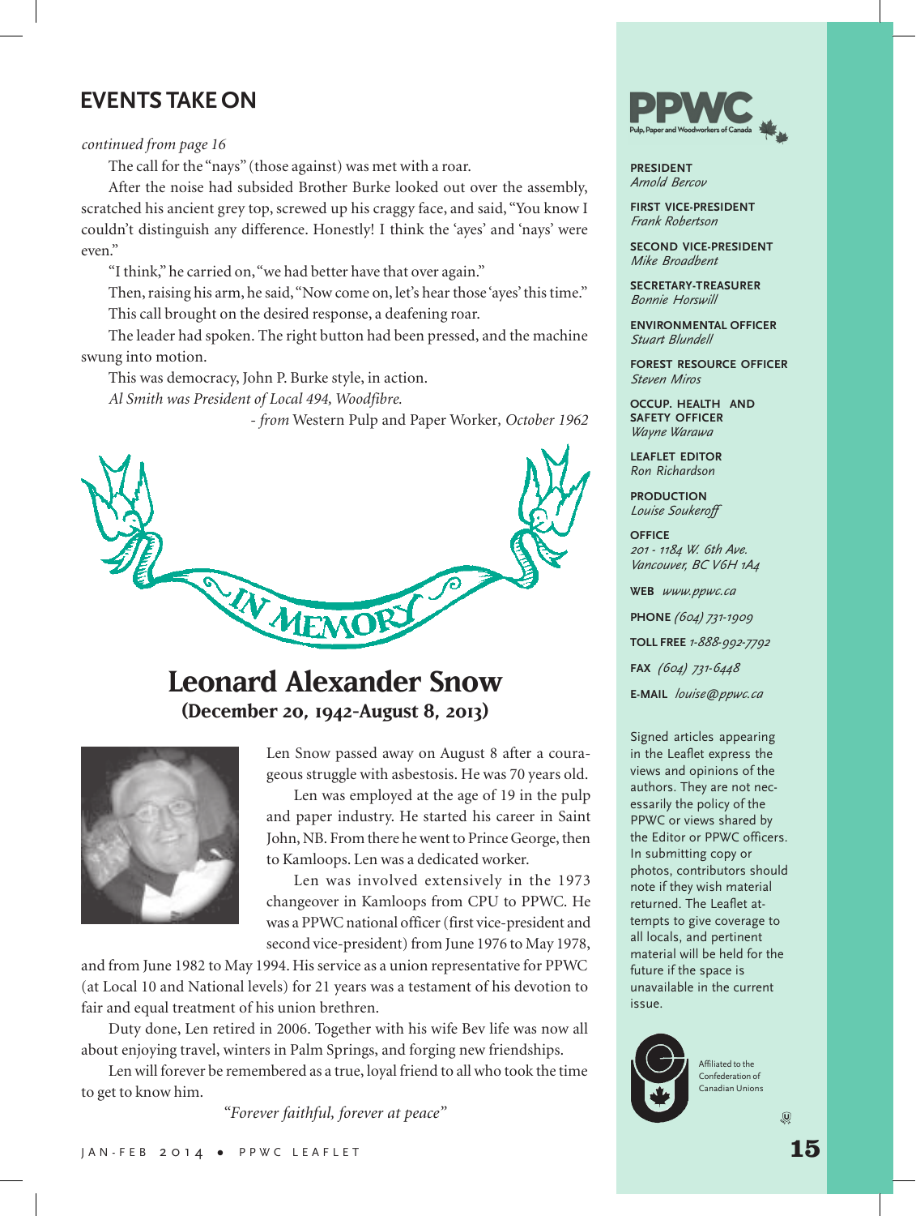## EVENTS TAKE ON

*continued from page 16*

The call for the "nays" (those against) was met with a roar.

After the noise had subsided Brother Burke looked out over the assembly, scratched his ancient grey top, screwed up his craggy face, and said, "You know I couldn't distinguish any difference. Honestly! I think the 'ayes' and 'nays' were even."

"I think," he carried on, "we had better have that over again."

Then, raising his arm, he said, "Now come on, let's hear those 'ayes' this time."

This call brought on the desired response, a deafening roar.

The leader had spoken. The right button had been pressed, and the machine swung into motion.

This was democracy, John P. Burke style, in action.

*Al Smith was President of Local 494, Woodfibre.*

*- from* Western Pulp and Paper Worker, *October 1962*

IN MEMORY

# Leonard Alexander Snow

**(December 20, 1942-August 8, 2013)**

Len Snow passed away on August 8 after a courageous struggle with asbestosis. He was 70 years old.

Len was employed at the age of 19 in the pulp and paper industry. He started his career in Saint John, NB. From there he went to Prince George, then to Kamloops. Len was a dedicated worker.

Len was involved extensively in the 1973 changeover in Kamloops from CPU to PPWC. He was a PPWC national officer (first vice-president and second vice-president) from June 1976 to May 1978, and from June 1982 to May 1994. His service as a union representative for PPWC (at Local 10 and National levels) for 21 years was a testament of his devotion to fair and equal treatment of his union brethren.

Duty done, Len retired in 2006. Together with his wife Bev life was now all about enjoying travel, winters in Palm Springs, and forging new friendships.

Len will forever be remembered as a true, loyal friend to all who took the time to get to know him.

*"Forever faithful, forever at peace"*

---

**PPWC**
Pulp, Paper and Woodworkers of Canada

**PRESIDENT**
*Arnold Bercov*

**FIRST VICE-PRESIDENT**
*Frank Robertson*

**SECOND VICE-PRESIDENT**
*Mike Broadbent*

**SECRETARY-TREASURER**
*Bonnie Horswill*

**ENVIRONMENTAL OFFICER**
*Stuart Blundell*

**FOREST RESOURCE OFFICER**
*Steven Miros*

**OCCUP. HEALTH AND SAFETY OFFICER**
*Wayne Warawa*

**LEAFLET EDITOR**
*Ron Richardson*

**PRODUCTION**
*Louise Soukeroff*

**OFFICE**
*201 - 1184 W. 6th Ave.*
*Vancouver, BC V6H 1A4*

**WEB** *www.ppwc.ca*

**PHONE** *(604) 731-1909*

**TOLL FREE** *1-888-992-7792*

**FAX** *(604) 731-6448*

**E-MAIL** *louise@ppwc.ca*

Signed articles appearing in the Leaflet express the views and opinions of the authors. They are not necessarily the policy of the PPWC or views shared by the Editor or PPWC officers. In submitting copy or photos, contributors should note if they wish material returned. The Leaflet attempts to give coverage to all locals, and pertinent material will be held for the future if the space is unavailable in the current issue.

Affiliated to the Confederation of Canadian Unions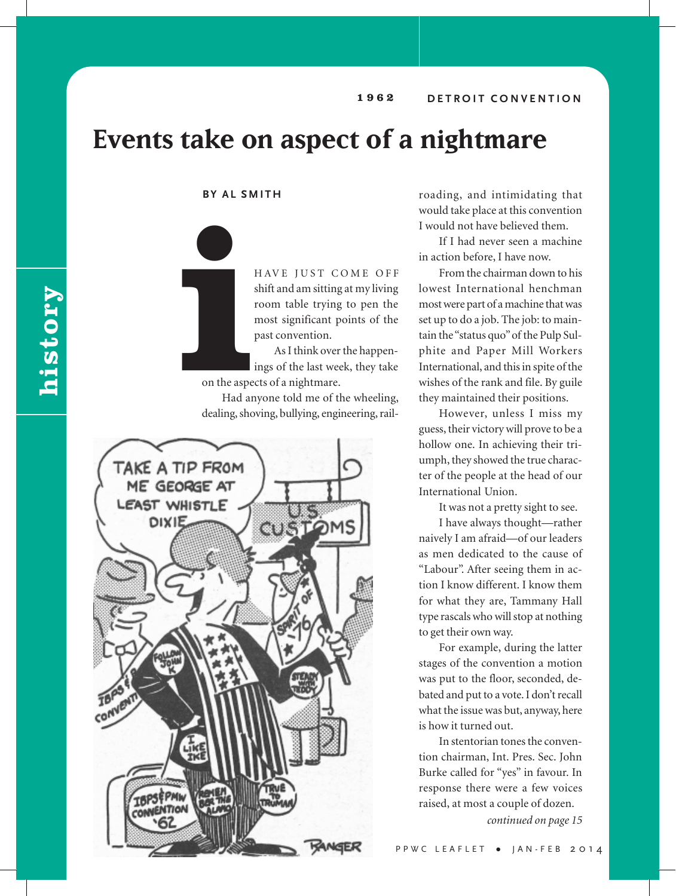1962 DETROIT CONVENTION

# Events take on aspect of a nightmare

**BY AL SMITH**

I HAVE JUST COME OFF shift and am sitting at my living room table trying to pen the most significant points of the past convention.

As I think over the happenings of the last week, they take on the aspects of a nightmare.

Had anyone told me of the wheeling, dealing, shoving, bullying, engineering, railroading, and intimidating that would take place at this convention I would not have believed them.

If I had never seen a machine in action before, I have now.

From the chairman down to his lowest International henchman most were part of a machine that was set up to do a job. The job: to maintain the "status quo" of the Pulp Sulphite and Paper Mill Workers International, and this in spite of the wishes of the rank and file. By guile they maintained their positions.

However, unless I miss my guess, their victory will prove to be a hollow one. In achieving their triumph, they showed the true character of the people at the head of our International Union.

It was not a pretty sight to see.

I have always thought—rather naively I am afraid—of our leaders as men dedicated to the cause of "Labour". After seeing them in action I know different. I know them for what they are, Tammany Hall type rascals who will stop at nothing to get their own way.

For example, during the latter stages of the convention a motion was put to the floor, seconded, debated and put to a vote. I don't recall what the issue was but, anyway, here is how it turned out.

In stentorian tones the convention chairman, Int. Pres. Sec. John Burke called for "yes" in favour. In response there were a few voices raised, at most a couple of dozen.

*continued on page 15*